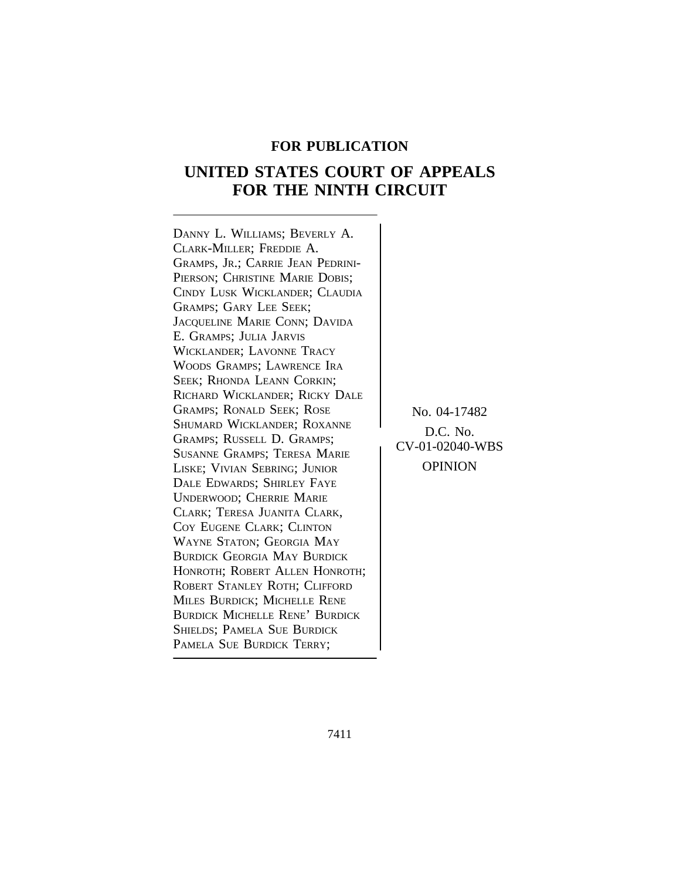**FOR PUBLICATION**

# UNITED STATES COURT OF APPEALS FOR THE NINTH CIRCUIT

DANNY L. WILLIAMS; BEVERLY A. CLARK-MILLER; FREDDIE A. GRAMPS, JR.; CARRIE JEAN PEDRINI-PIERSON; CHRISTINE MARIE DOBIS; CINDY LUSK WICKLANDER; CLAUDIA GRAMPS; GARY LEE SEEK; JACQUELINE MARIE CONN; DAVIDA E. GRAMPS; JULIA JARVIS WICKLANDER; LAVONNE TRACY WOODS GRAMPS; LAWRENCE IRA SEEK; RHONDA LEANN CORKIN; RICHARD WICKLANDER; RICKY DALE GRAMPS; RONALD SEEK; ROSE SHUMARD WICKLANDER; ROXANNE GRAMPS; RUSSELL D. GRAMPS; SUSANNE GRAMPS; TERESA MARIE LISKE; VIVIAN SEBRING; JUNIOR DALE EDWARDS; SHIRLEY FAYE UNDERWOOD; CHERRIE MARIE CLARK; TERESA JUANITA CLARK, COY EUGENE CLARK; CLINTON WAYNE STATON; GEORGIA MAY BURDICK GEORGIA MAY BURDICK HONROTH; ROBERT ALLEN HONROTH; ROBERT STANLEY ROTH; CLIFFORD MILES BURDICK; MICHELLE RENE BURDICK MICHELLE RENE' BURDICK SHIELDS; PAMELA SUE BURDICK PAMELA SUE BURDICK TERRY;

No. 04-17482

D.C. No. CV-01-02040-WBS

OPINION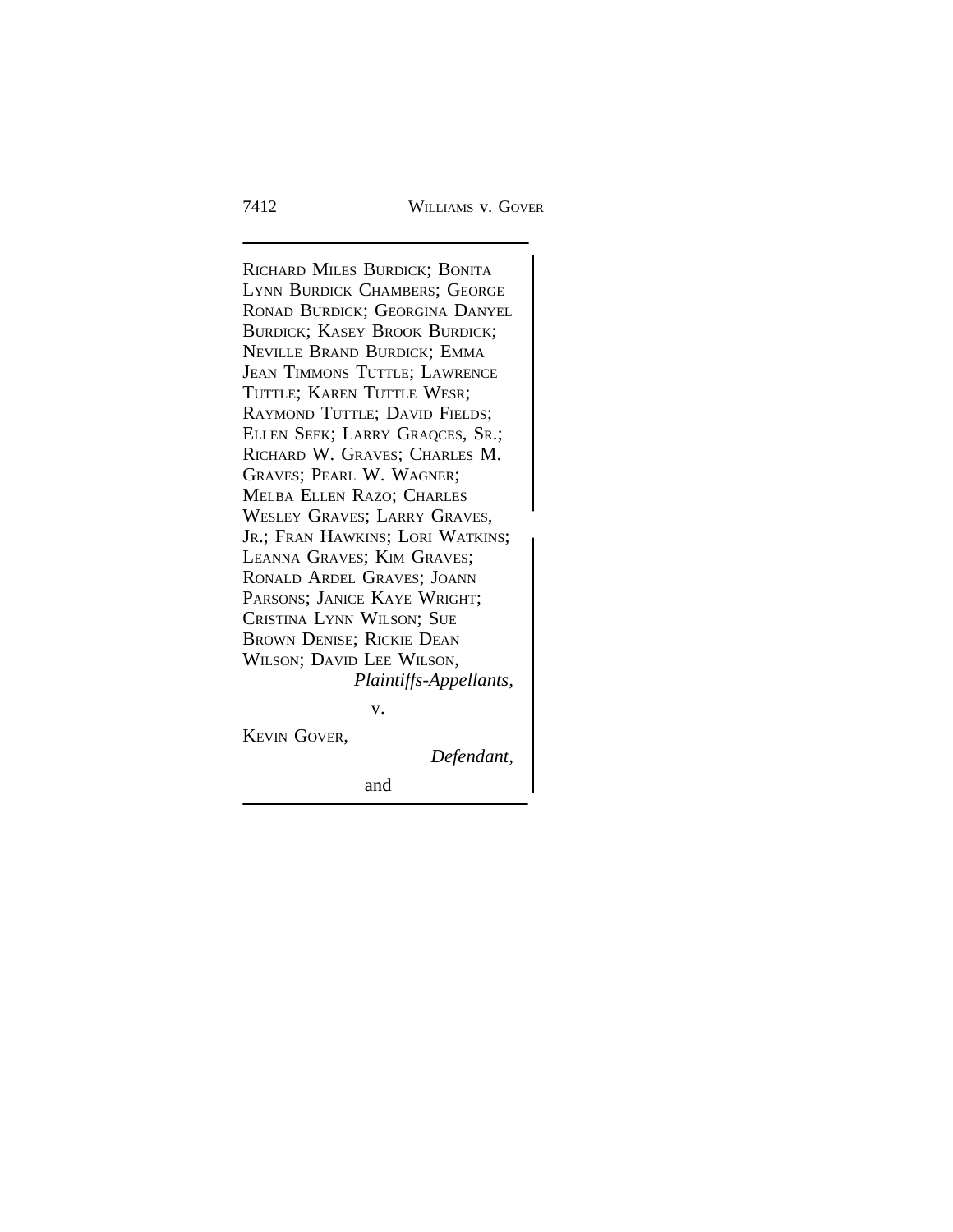RICHARD MILES BURDICK; BONITA LYNN BURDICK CHAMBERS; GEORGE RONAD BURDICK; GEORGINA DANYEL BURDICK; KASEY BROOK BURDICK; NEVILLE BRAND BURDICK; EMMA JEAN TIMMONS TUTTLE; LAWRENCE TUTTLE; KAREN TUTTLE WESR; RAYMOND TUTTLE; DAVID FIELDS; ELLEN SEEK; LARRY GRAQCES, SR.; RICHARD W. GRAVES; CHARLES M. GRAVES; PEARL W. WAGNER; MELBA ELLEN RAZO; CHARLES WESLEY GRAVES; LARRY GRAVES, JR.; FRAN HAWKINS; LORI WATKINS; LEANNA GRAVES; KIM GRAVES; RONALD ARDEL GRAVES; JOANN PARSONS; JANICE KAYE WRIGHT; CRISTINA LYNN WILSON; SUE BROWN DENISE; RICKIE DEAN WILSON; DAVID LEE WILSON,

*Plaintiffs-Appellants,*

v.

KEVIN GOVER,

*Defendant,*

and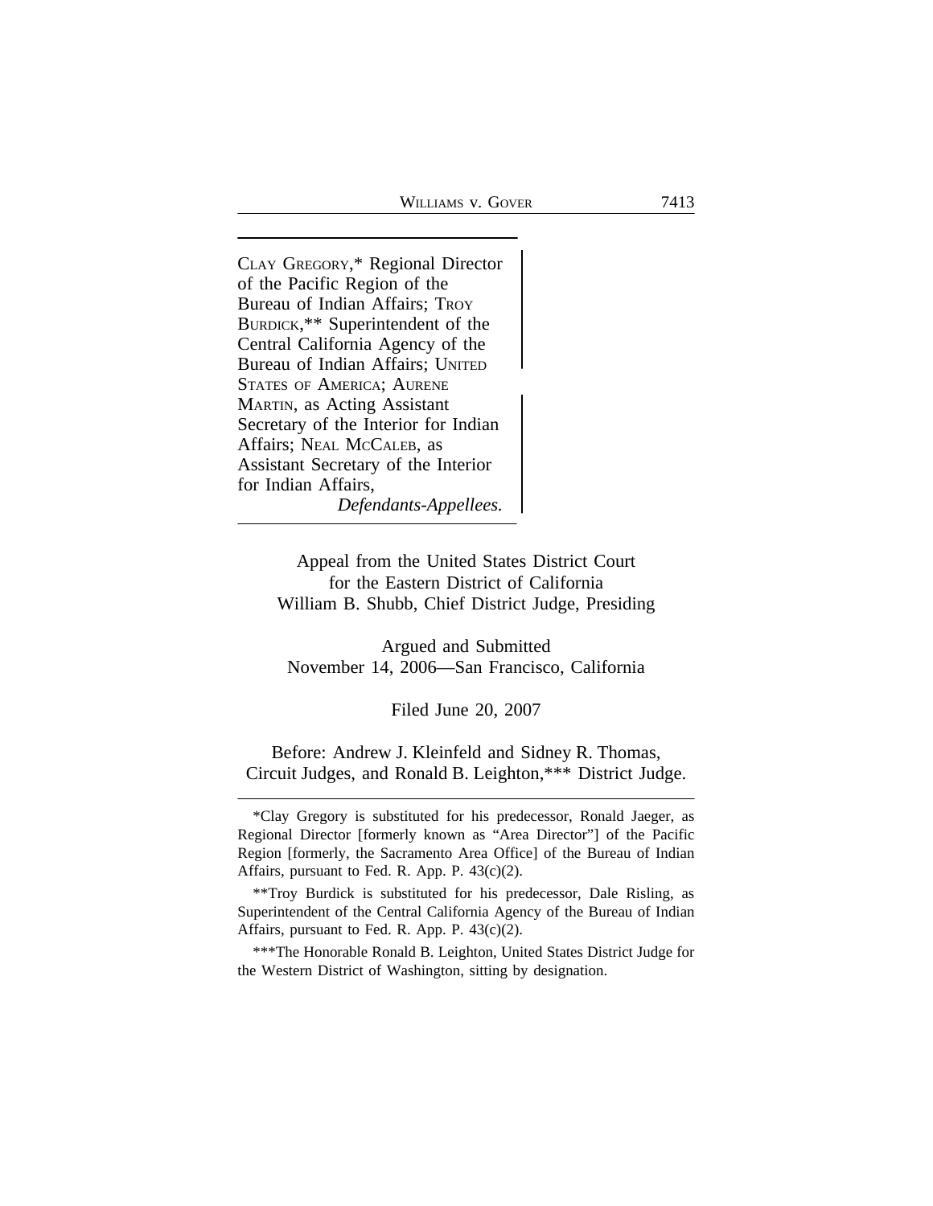CLAY GREGORY,* Regional Director of the Pacific Region of the Bureau of Indian Affairs; TROY BURDICK,** Superintendent of the Central California Agency of the Bureau of Indian Affairs; UNITED STATES OF AMERICA; AURENE MARTIN, as Acting Assistant Secretary of the Interior for Indian Affairs; NEAL MCCALEB, as Assistant Secretary of the Interior for Indian Affairs,

*Defendants-Appellees.*

Appeal from the United States District Court
for the Eastern District of California
William B. Shubb, Chief District Judge, Presiding

Argued and Submitted
November 14, 2006—San Francisco, California

Filed June 20, 2007

Before: Andrew J. Kleinfeld and Sidney R. Thomas, Circuit Judges, and Ronald B. Leighton,*** District Judge.

---

*Clay Gregory is substituted for his predecessor, Ronald Jaeger, as Regional Director [formerly known as "Area Director"] of the Pacific Region [formerly, the Sacramento Area Office] of the Bureau of Indian Affairs, pursuant to Fed. R. App. P. 43(c)(2).

**Troy Burdick is substituted for his predecessor, Dale Risling, as Superintendent of the Central California Agency of the Bureau of Indian Affairs, pursuant to Fed. R. App. P. 43(c)(2).

***The Honorable Ronald B. Leighton, United States District Judge for the Western District of Washington, sitting by designation.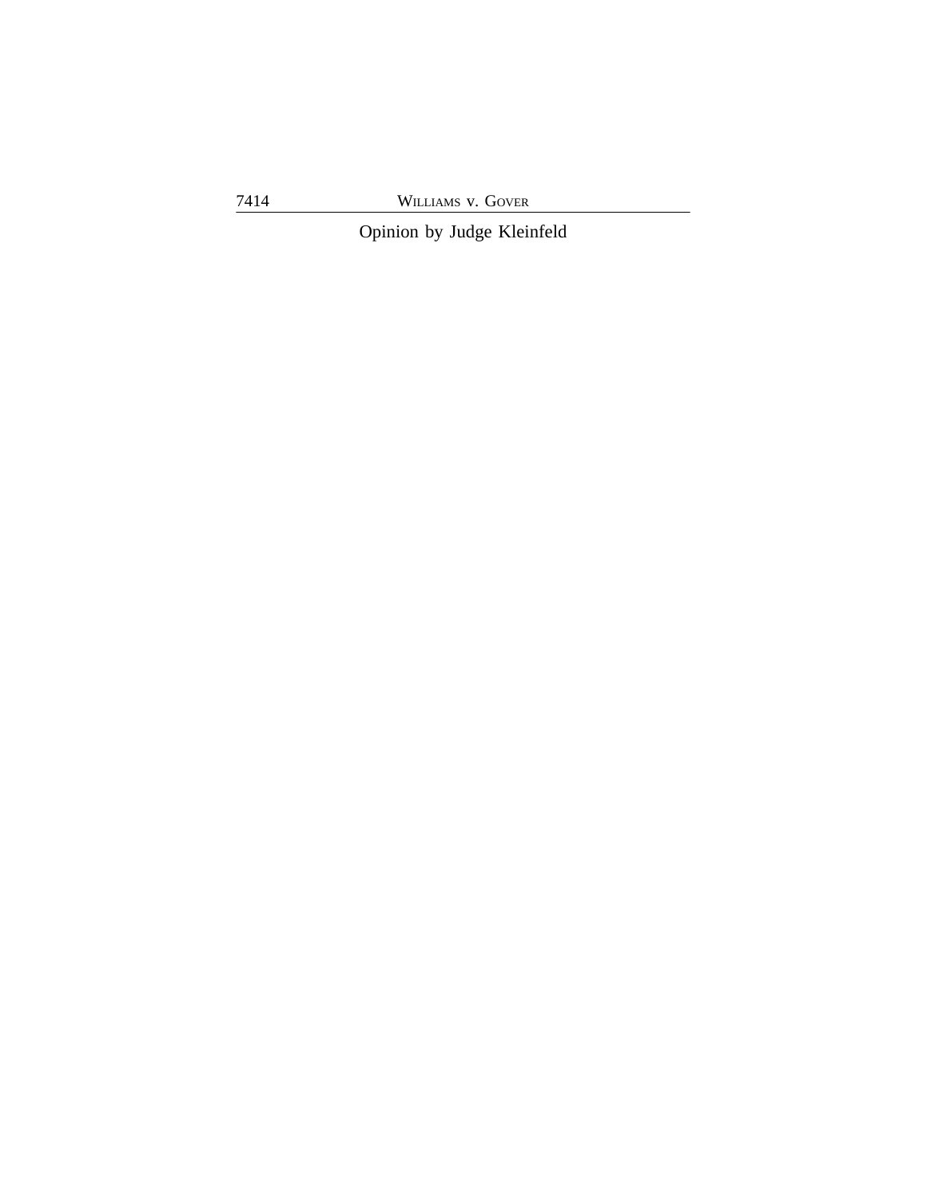Opinion by Judge Kleinfeld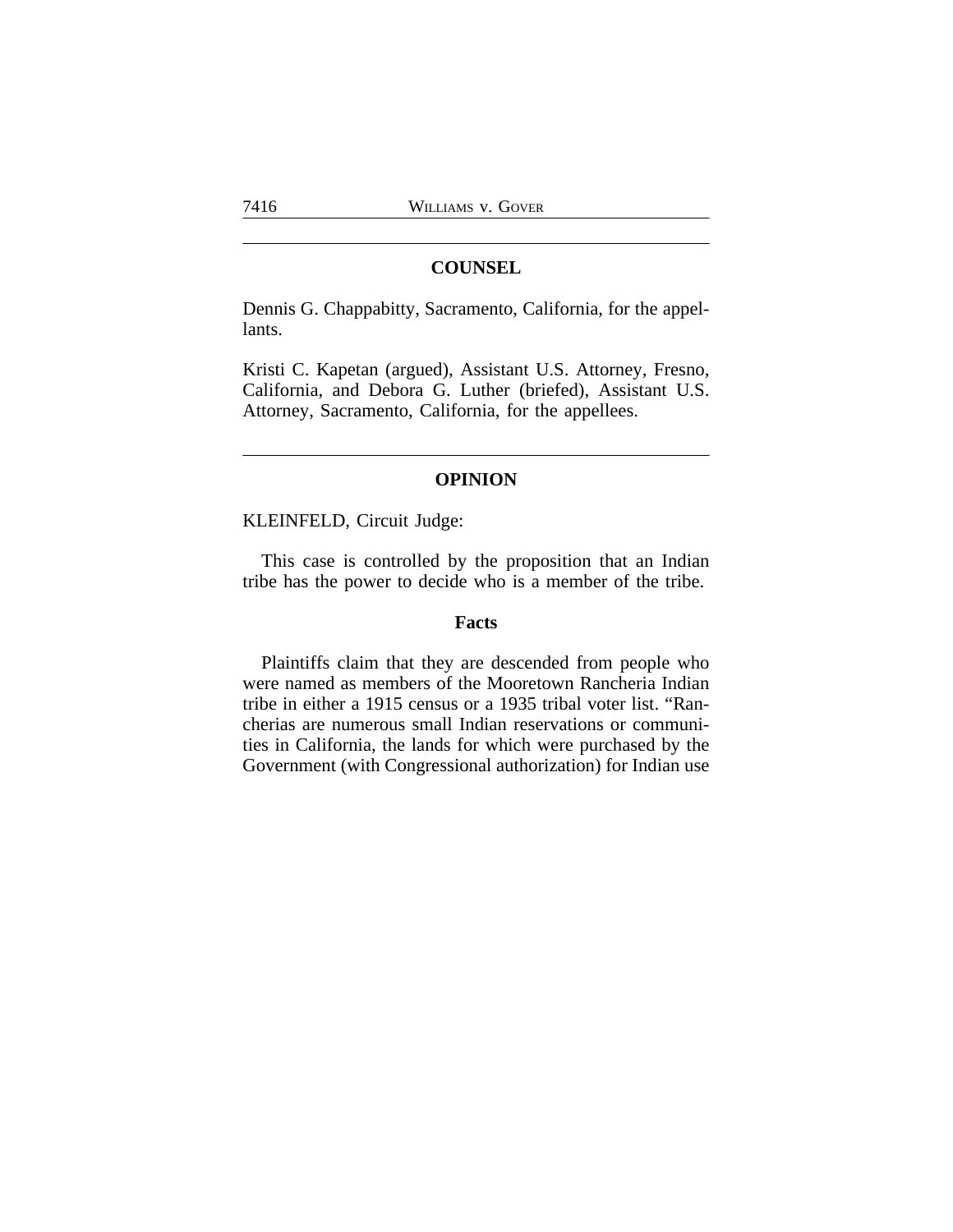## COUNSEL

Dennis G. Chappabitty, Sacramento, California, for the appellants.

Kristi C. Kapetan (argued), Assistant U.S. Attorney, Fresno, California, and Debora G. Luther (briefed), Assistant U.S. Attorney, Sacramento, California, for the appellees.

## OPINION

KLEINFELD, Circuit Judge:

This case is controlled by the proposition that an Indian tribe has the power to decide who is a member of the tribe.

### Facts

Plaintiffs claim that they are descended from people who were named as members of the Mooretown Rancheria Indian tribe in either a 1915 census or a 1935 tribal voter list. "Rancherias are numerous small Indian reservations or communities in California, the lands for which were purchased by the Government (with Congressional authorization) for Indian use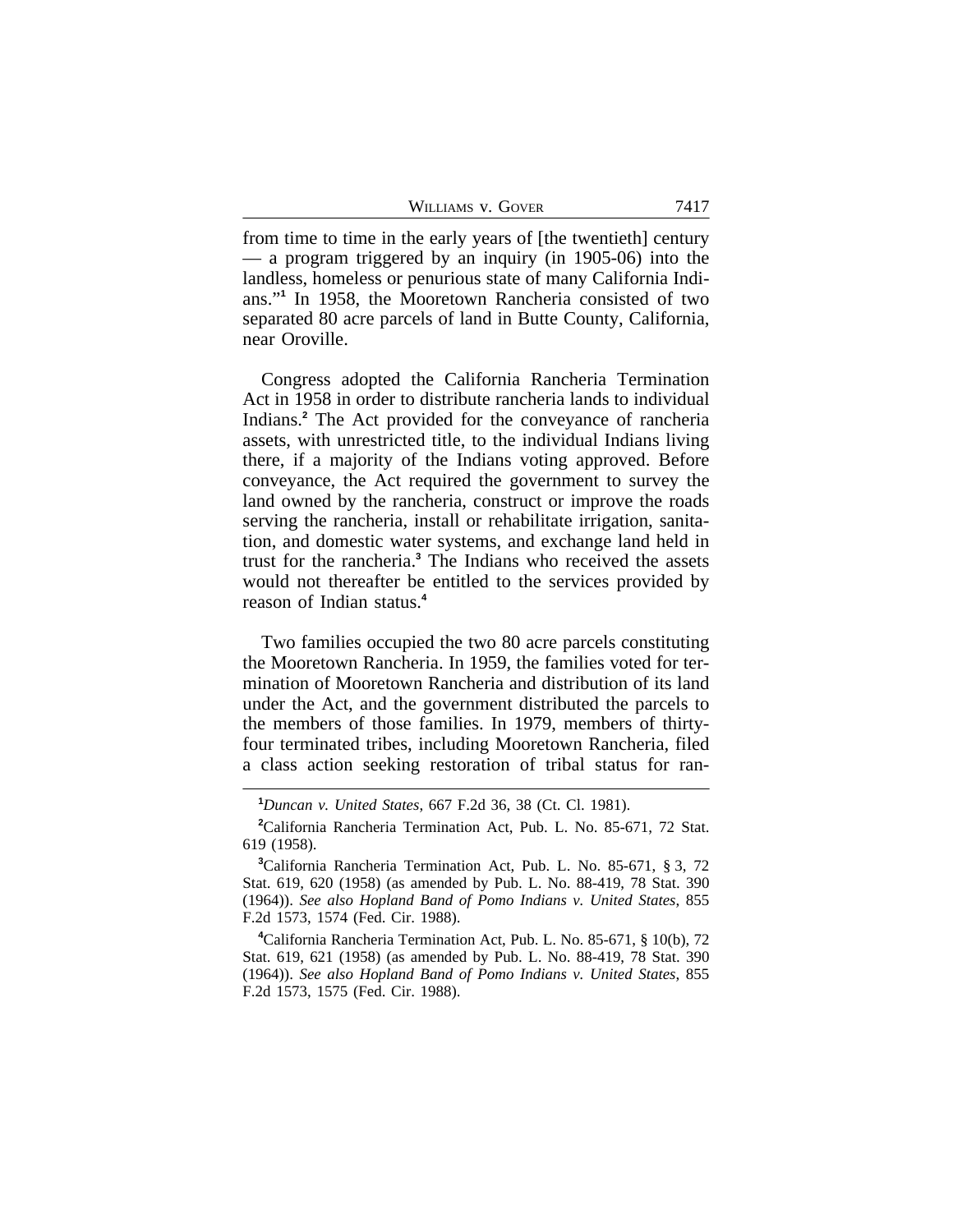from time to time in the early years of [the twentieth] century — a program triggered by an inquiry (in 1905-06) into the landless, homeless or penurious state of many California Indians."[1] In 1958, the Mooretown Rancheria consisted of two separated 80 acre parcels of land in Butte County, California, near Oroville.

Congress adopted the California Rancheria Termination Act in 1958 in order to distribute rancheria lands to individual Indians.[2] The Act provided for the conveyance of rancheria assets, with unrestricted title, to the individual Indians living there, if a majority of the Indians voting approved. Before conveyance, the Act required the government to survey the land owned by the rancheria, construct or improve the roads serving the rancheria, install or rehabilitate irrigation, sanitation, and domestic water systems, and exchange land held in trust for the rancheria.[3] The Indians who received the assets would not thereafter be entitled to the services provided by reason of Indian status.[4]

Two families occupied the two 80 acre parcels constituting the Mooretown Rancheria. In 1959, the families voted for termination of Mooretown Rancheria and distribution of its land under the Act, and the government distributed the parcels to the members of those families. In 1979, members of thirty-four terminated tribes, including Mooretown Rancheria, filed a class action seeking restoration of tribal status for ran-

---

[1] *Duncan v. United States*, 667 F.2d 36, 38 (Ct. Cl. 1981).

[2] California Rancheria Termination Act, Pub. L. No. 85-671, 72 Stat. 619 (1958).

[3] California Rancheria Termination Act, Pub. L. No. 85-671, § 3, 72 Stat. 619, 620 (1958) (as amended by Pub. L. No. 88-419, 78 Stat. 390 (1964)). *See also Hopland Band of Pomo Indians v. United States*, 855 F.2d 1573, 1574 (Fed. Cir. 1988).

[4] California Rancheria Termination Act, Pub. L. No. 85-671, § 10(b), 72 Stat. 619, 621 (1958) (as amended by Pub. L. No. 88-419, 78 Stat. 390 (1964)). *See also Hopland Band of Pomo Indians v. United States*, 855 F.2d 1573, 1575 (Fed. Cir. 1988).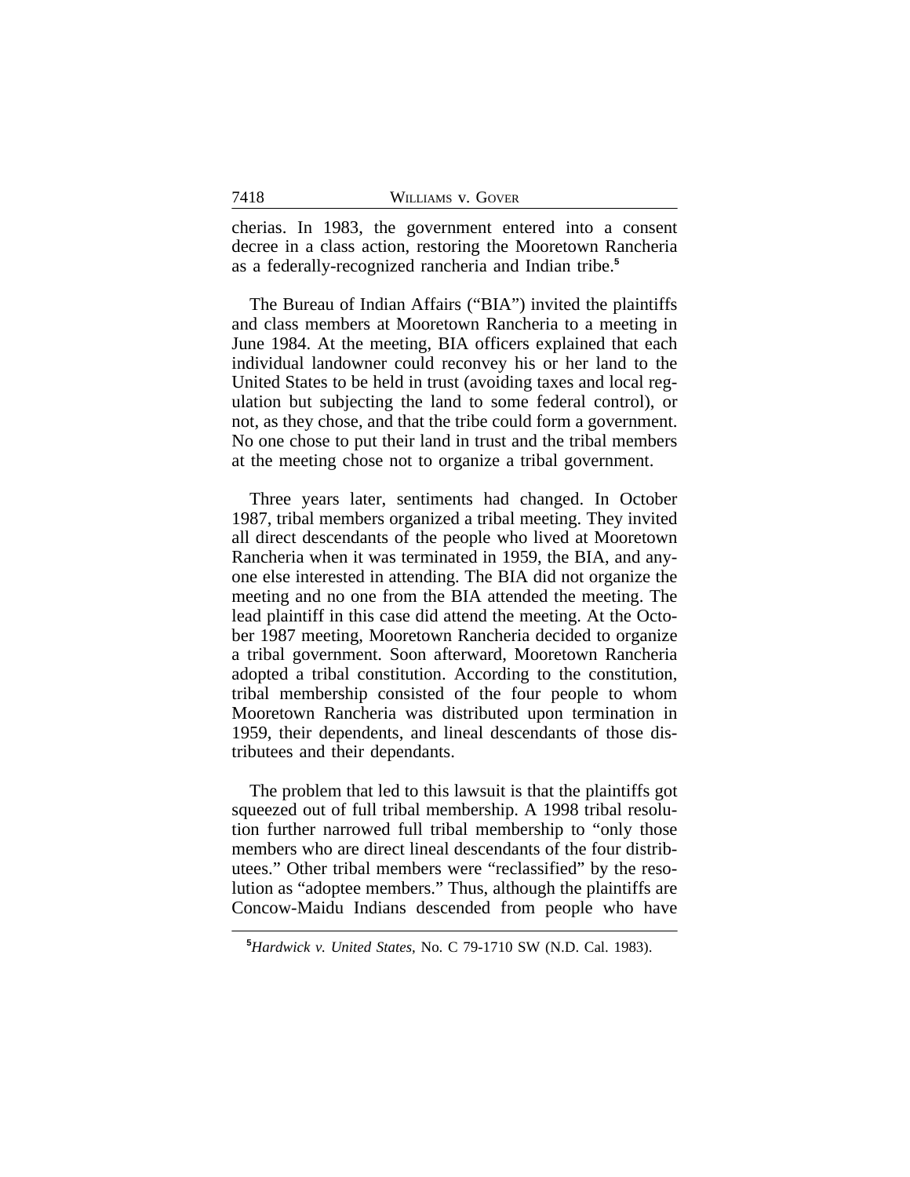cherias. In 1983, the government entered into a consent decree in a class action, restoring the Mooretown Rancheria as a federally-recognized rancheria and Indian tribe.[5]

The Bureau of Indian Affairs ("BIA") invited the plaintiffs and class members at Mooretown Rancheria to a meeting in June 1984. At the meeting, BIA officers explained that each individual landowner could reconvey his or her land to the United States to be held in trust (avoiding taxes and local regulation but subjecting the land to some federal control), or not, as they chose, and that the tribe could form a government. No one chose to put their land in trust and the tribal members at the meeting chose not to organize a tribal government.

Three years later, sentiments had changed. In October 1987, tribal members organized a tribal meeting. They invited all direct descendants of the people who lived at Mooretown Rancheria when it was terminated in 1959, the BIA, and anyone else interested in attending. The BIA did not organize the meeting and no one from the BIA attended the meeting. The lead plaintiff in this case did attend the meeting. At the October 1987 meeting, Mooretown Rancheria decided to organize a tribal government. Soon afterward, Mooretown Rancheria adopted a tribal constitution. According to the constitution, tribal membership consisted of the four people to whom Mooretown Rancheria was distributed upon termination in 1959, their dependents, and lineal descendants of those distributees and their dependants.

The problem that led to this lawsuit is that the plaintiffs got squeezed out of full tribal membership. A 1998 tribal resolution further narrowed full tribal membership to "only those members who are direct lineal descendants of the four distributees." Other tribal members were "reclassified" by the resolution as "adoptee members." Thus, although the plaintiffs are Concow-Maidu Indians descended from people who have

[5] *Hardwick v. United States*, No. C 79-1710 SW (N.D. Cal. 1983).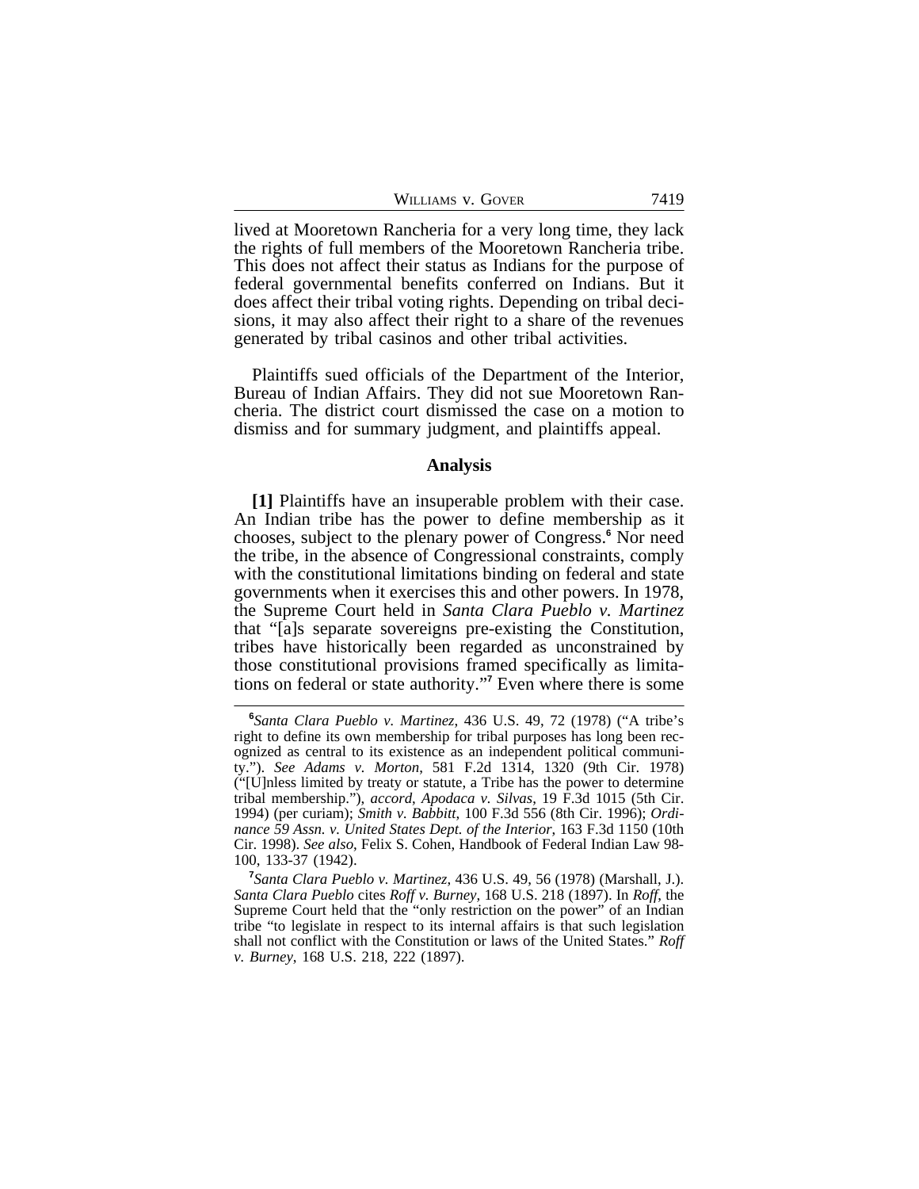lived at Mooretown Rancheria for a very long time, they lack the rights of full members of the Mooretown Rancheria tribe. This does not affect their status as Indians for the purpose of federal governmental benefits conferred on Indians. But it does affect their tribal voting rights. Depending on tribal decisions, it may also affect their right to a share of the revenues generated by tribal casinos and other tribal activities.

Plaintiffs sued officials of the Department of the Interior, Bureau of Indian Affairs. They did not sue Mooretown Rancheria. The district court dismissed the case on a motion to dismiss and for summary judgment, and plaintiffs appeal.

## Analysis

**[1]** Plaintiffs have an insuperable problem with their case. An Indian tribe has the power to define membership as it chooses, subject to the plenary power of Congress.[6] Nor need the tribe, in the absence of Congressional constraints, comply with the constitutional limitations binding on federal and state governments when it exercises this and other powers. In 1978, the Supreme Court held in *Santa Clara Pueblo v. Martinez* that "[a]s separate sovereigns pre-existing the Constitution, tribes have historically been regarded as unconstrained by those constitutional provisions framed specifically as limitations on federal or state authority."[7] Even where there is some

---

[6]*Santa Clara Pueblo v. Martinez*, 436 U.S. 49, 72 (1978) ("A tribe's right to define its own membership for tribal purposes has long been recognized as central to its existence as an independent political community."). *See Adams v. Morton*, 581 F.2d 1314, 1320 (9th Cir. 1978) ("[U]nless limited by treaty or statute, a Tribe has the power to determine tribal membership."), *accord*, *Apodaca v. Silvas*, 19 F.3d 1015 (5th Cir. 1994) (per curiam); *Smith v. Babbitt*, 100 F.3d 556 (8th Cir. 1996); *Ordinance 59 Assn. v. United States Dept. of the Interior*, 163 F.3d 1150 (10th Cir. 1998). *See also*, Felix S. Cohen, Handbook of Federal Indian Law 98-100, 133-37 (1942).

[7]*Santa Clara Pueblo v. Martinez*, 436 U.S. 49, 56 (1978) (Marshall, J.). *Santa Clara Pueblo* cites *Roff v. Burney*, 168 U.S. 218 (1897). In *Roff*, the Supreme Court held that the "only restriction on the power" of an Indian tribe "to legislate in respect to its internal affairs is that such legislation shall not conflict with the Constitution or laws of the United States." *Roff v. Burney*, 168 U.S. 218, 222 (1897).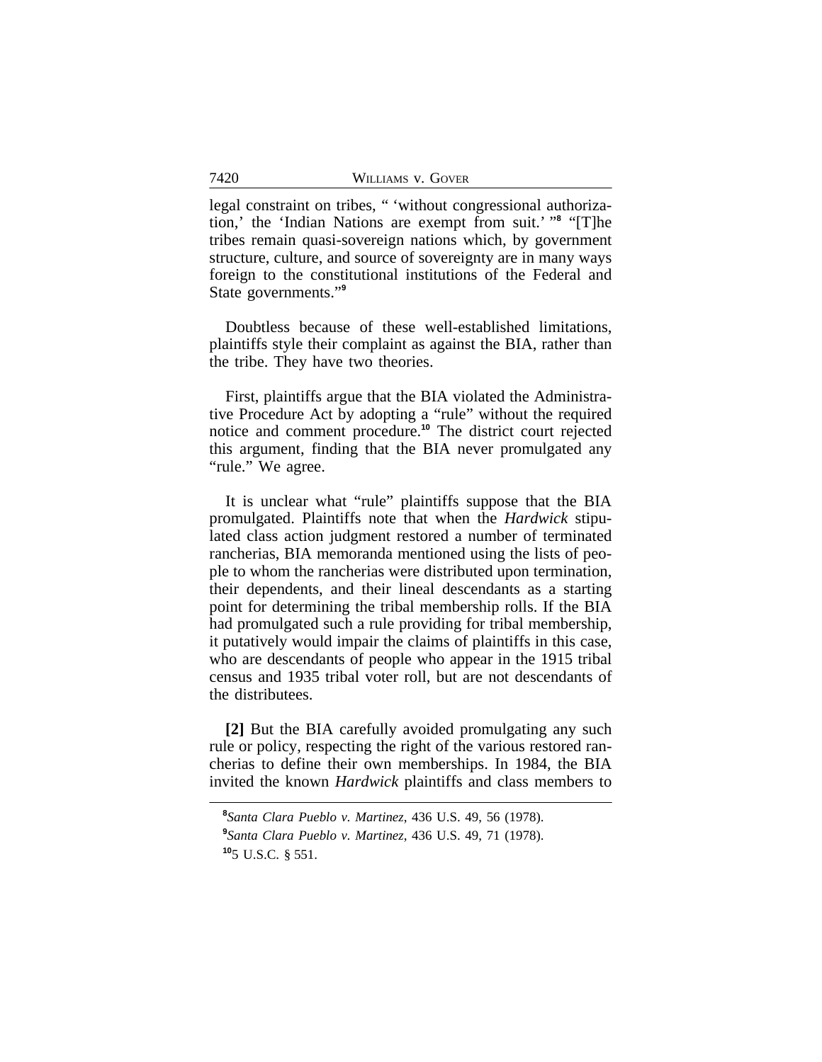legal constraint on tribes, " 'without congressional authorization,' the 'Indian Nations are exempt from suit.' "[8] "[T]he tribes remain quasi-sovereign nations which, by government structure, culture, and source of sovereignty are in many ways foreign to the constitutional institutions of the Federal and State governments."[9]

Doubtless because of these well-established limitations, plaintiffs style their complaint as against the BIA, rather than the tribe. They have two theories.

First, plaintiffs argue that the BIA violated the Administrative Procedure Act by adopting a "rule" without the required notice and comment procedure.[10] The district court rejected this argument, finding that the BIA never promulgated any "rule." We agree.

It is unclear what "rule" plaintiffs suppose that the BIA promulgated. Plaintiffs note that when the *Hardwick* stipulated class action judgment restored a number of terminated rancherias, BIA memoranda mentioned using the lists of people to whom the rancherias were distributed upon termination, their dependents, and their lineal descendants as a starting point for determining the tribal membership rolls. If the BIA had promulgated such a rule providing for tribal membership, it putatively would impair the claims of plaintiffs in this case, who are descendants of people who appear in the 1915 tribal census and 1935 tribal voter roll, but are not descendants of the distributees.

**[2]** But the BIA carefully avoided promulgating any such rule or policy, respecting the right of the various restored rancherias to define their own memberships. In 1984, the BIA invited the known *Hardwick* plaintiffs and class members to

---

[8] *Santa Clara Pueblo v. Martinez*, 436 U.S. 49, 56 (1978).

[9] *Santa Clara Pueblo v. Martinez*, 436 U.S. 49, 71 (1978).

[10] 5 U.S.C. § 551.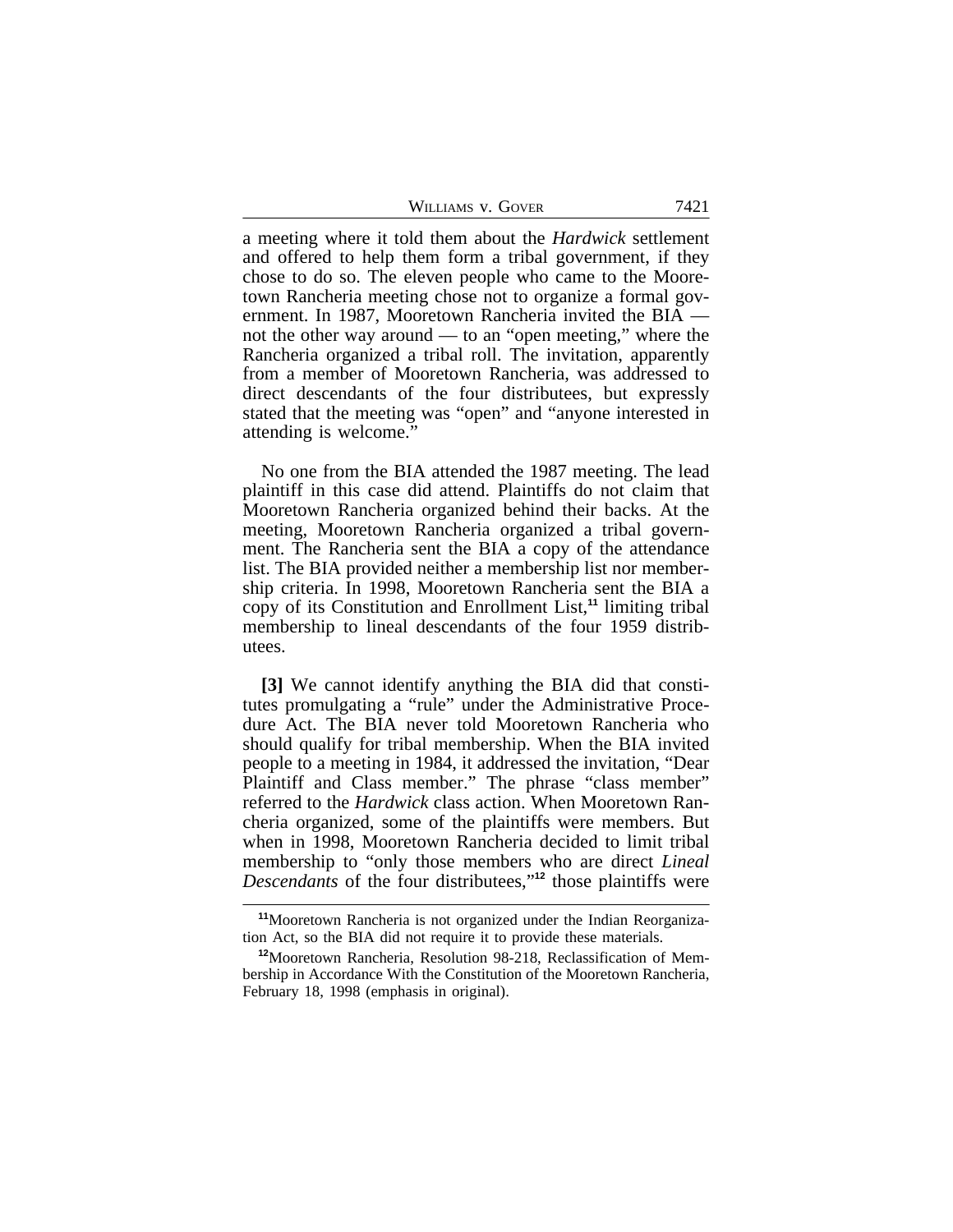a meeting where it told them about the *Hardwick* settlement and offered to help them form a tribal government, if they chose to do so. The eleven people who came to the Mooretown Rancheria meeting chose not to organize a formal government. In 1987, Mooretown Rancheria invited the BIA — not the other way around — to an "open meeting," where the Rancheria organized a tribal roll. The invitation, apparently from a member of Mooretown Rancheria, was addressed to direct descendants of the four distributees, but expressly stated that the meeting was "open" and "anyone interested in attending is welcome."

No one from the BIA attended the 1987 meeting. The lead plaintiff in this case did attend. Plaintiffs do not claim that Mooretown Rancheria organized behind their backs. At the meeting, Mooretown Rancheria organized a tribal government. The Rancheria sent the BIA a copy of the attendance list. The BIA provided neither a membership list nor membership criteria. In 1998, Mooretown Rancheria sent the BIA a copy of its Constitution and Enrollment List,[11] limiting tribal membership to lineal descendants of the four 1959 distributees.

**[3]** We cannot identify anything the BIA did that constitutes promulgating a "rule" under the Administrative Procedure Act. The BIA never told Mooretown Rancheria who should qualify for tribal membership. When the BIA invited people to a meeting in 1984, it addressed the invitation, "Dear Plaintiff and Class member." The phrase "class member" referred to the *Hardwick* class action. When Mooretown Rancheria organized, some of the plaintiffs were members. But when in 1998, Mooretown Rancheria decided to limit tribal membership to "only those members who are direct *Lineal Descendants* of the four distributees,"[12] those plaintiffs were

[11] Mooretown Rancheria is not organized under the Indian Reorganization Act, so the BIA did not require it to provide these materials.

[12] Mooretown Rancheria, Resolution 98-218, Reclassification of Membership in Accordance With the Constitution of the Mooretown Rancheria, February 18, 1998 (emphasis in original).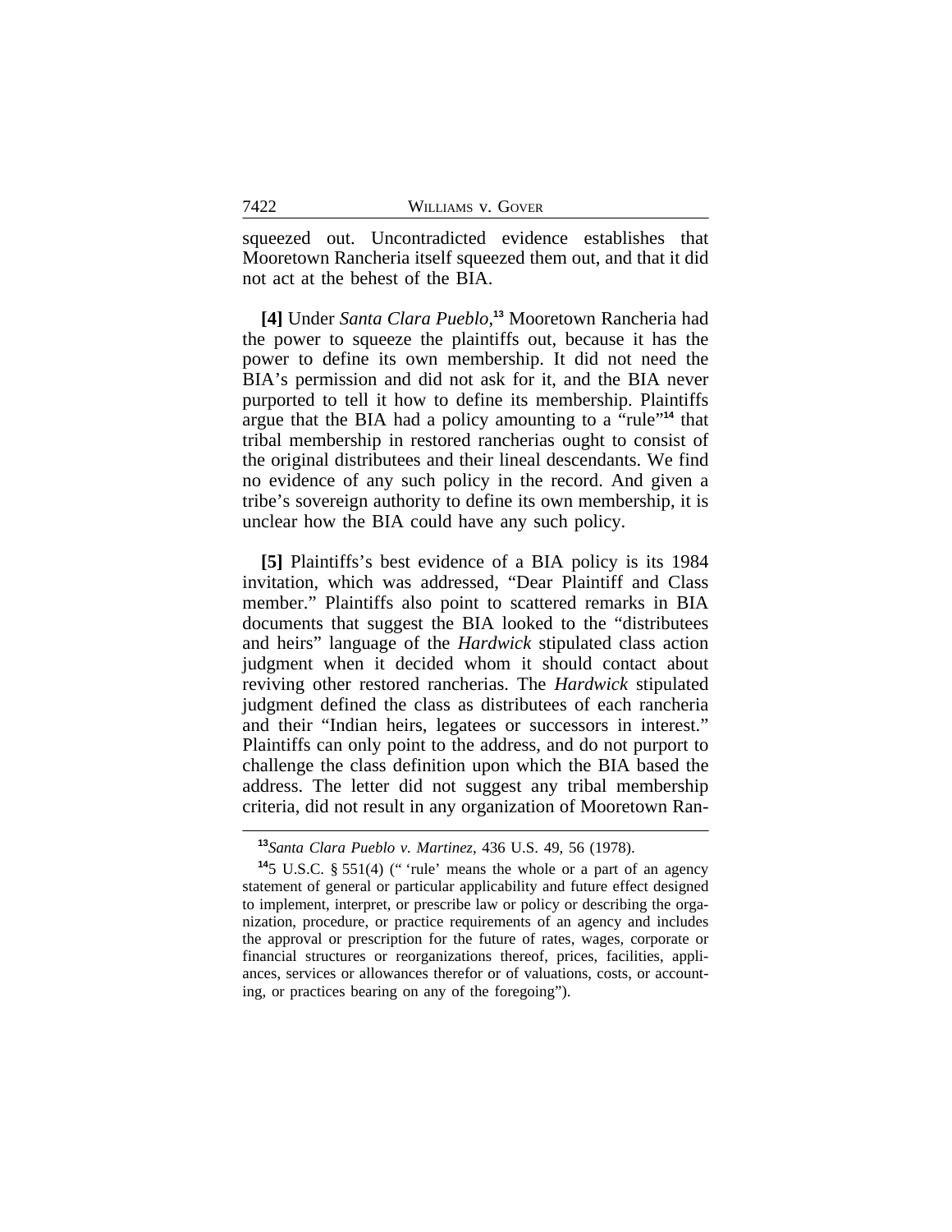squeezed out. Uncontradicted evidence establishes that Mooretown Rancheria itself squeezed them out, and that it did not act at the behest of the BIA.

**[4]** Under *Santa Clara Pueblo*,[13] Mooretown Rancheria had the power to squeeze the plaintiffs out, because it has the power to define its own membership. It did not need the BIA's permission and did not ask for it, and the BIA never purported to tell it how to define its membership. Plaintiffs argue that the BIA had a policy amounting to a "rule"[14] that tribal membership in restored rancherias ought to consist of the original distributees and their lineal descendants. We find no evidence of any such policy in the record. And given a tribe's sovereign authority to define its own membership, it is unclear how the BIA could have any such policy.

**[5]** Plaintiffs's best evidence of a BIA policy is its 1984 invitation, which was addressed, "Dear Plaintiff and Class member." Plaintiffs also point to scattered remarks in BIA documents that suggest the BIA looked to the "distributees and heirs" language of the *Hardwick* stipulated class action judgment when it decided whom it should contact about reviving other restored rancherias. The *Hardwick* stipulated judgment defined the class as distributees of each rancheria and their "Indian heirs, legatees or successors in interest." Plaintiffs can only point to the address, and do not purport to challenge the class definition upon which the BIA based the address. The letter did not suggest any tribal membership criteria, did not result in any organization of Mooretown Ran-

---

[13] *Santa Clara Pueblo v. Martinez*, 436 U.S. 49, 56 (1978).

[14] 5 U.S.C. § 551(4) (" 'rule' means the whole or a part of an agency statement of general or particular applicability and future effect designed to implement, interpret, or prescribe law or policy or describing the organization, procedure, or practice requirements of an agency and includes the approval or prescription for the future of rates, wages, corporate or financial structures or reorganizations thereof, prices, facilities, appliances, services or allowances therefor or of valuations, costs, or accounting, or practices bearing on any of the foregoing").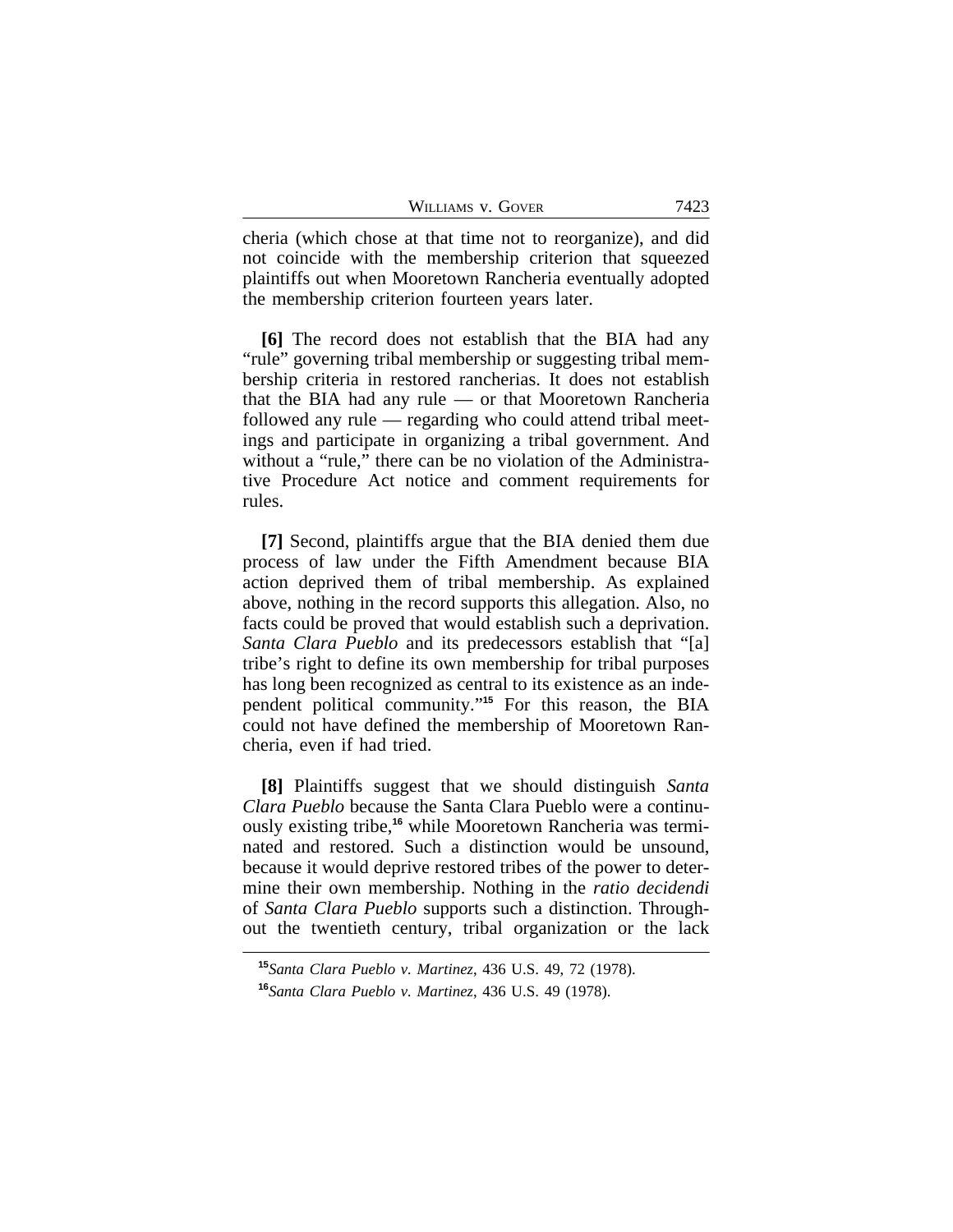cheria (which chose at that time not to reorganize), and did not coincide with the membership criterion that squeezed plaintiffs out when Mooretown Rancheria eventually adopted the membership criterion fourteen years later.

**[6]** The record does not establish that the BIA had any "rule" governing tribal membership or suggesting tribal membership criteria in restored rancherias. It does not establish that the BIA had any rule — or that Mooretown Rancheria followed any rule — regarding who could attend tribal meetings and participate in organizing a tribal government. And without a "rule," there can be no violation of the Administrative Procedure Act notice and comment requirements for rules.

**[7]** Second, plaintiffs argue that the BIA denied them due process of law under the Fifth Amendment because BIA action deprived them of tribal membership. As explained above, nothing in the record supports this allegation. Also, no facts could be proved that would establish such a deprivation. *Santa Clara Pueblo* and its predecessors establish that "[a] tribe's right to define its own membership for tribal purposes has long been recognized as central to its existence as an independent political community."[15] For this reason, the BIA could not have defined the membership of Mooretown Rancheria, even if had tried.

**[8]** Plaintiffs suggest that we should distinguish *Santa Clara Pueblo* because the Santa Clara Pueblo were a continuously existing tribe,[16] while Mooretown Rancheria was terminated and restored. Such a distinction would be unsound, because it would deprive restored tribes of the power to determine their own membership. Nothing in the *ratio decidendi* of *Santa Clara Pueblo* supports such a distinction. Throughout the twentieth century, tribal organization or the lack

[15] *Santa Clara Pueblo v. Martinez*, 436 U.S. 49, 72 (1978).

[16] *Santa Clara Pueblo v. Martinez*, 436 U.S. 49 (1978).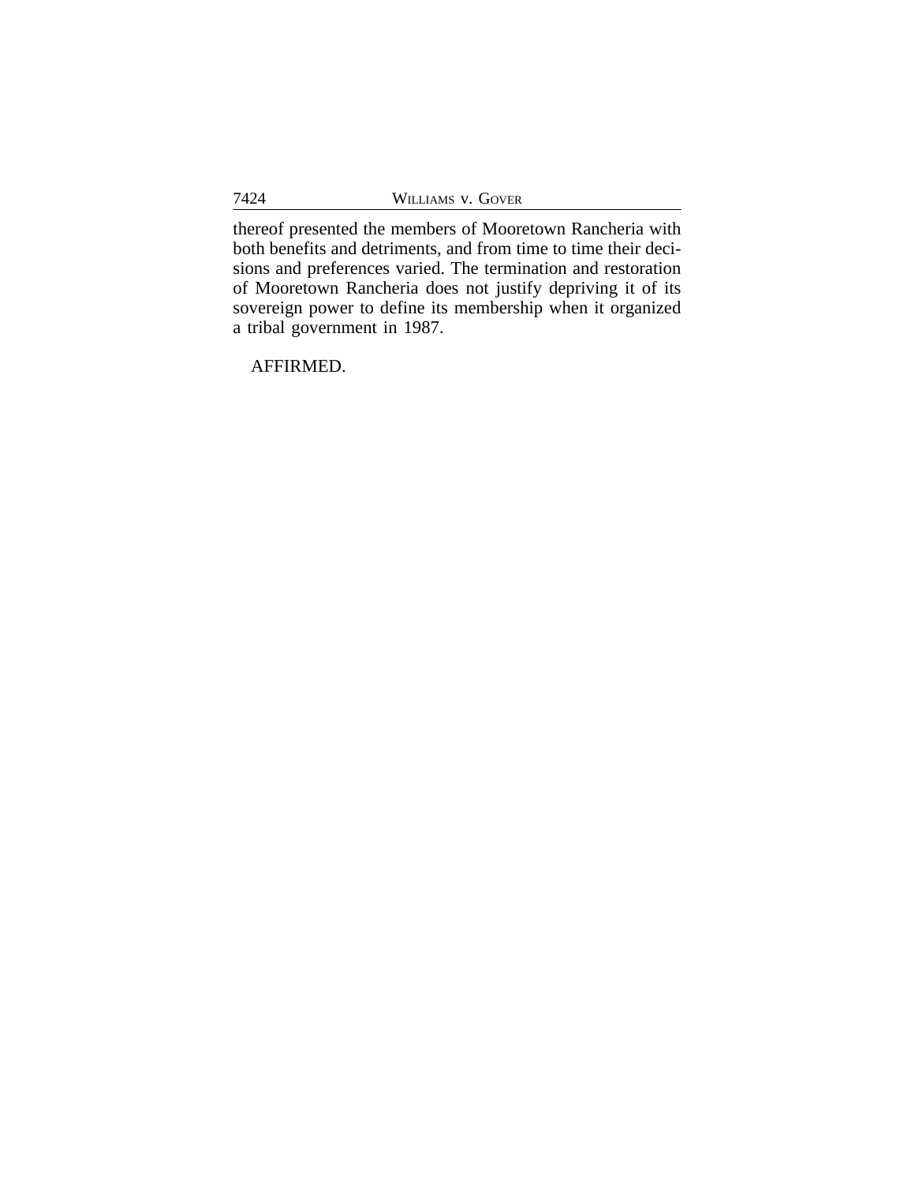thereof presented the members of Mooretown Rancheria with both benefits and detriments, and from time to time their decisions and preferences varied. The termination and restoration of Mooretown Rancheria does not justify depriving it of its sovereign power to define its membership when it organized a tribal government in 1987.

AFFIRMED.